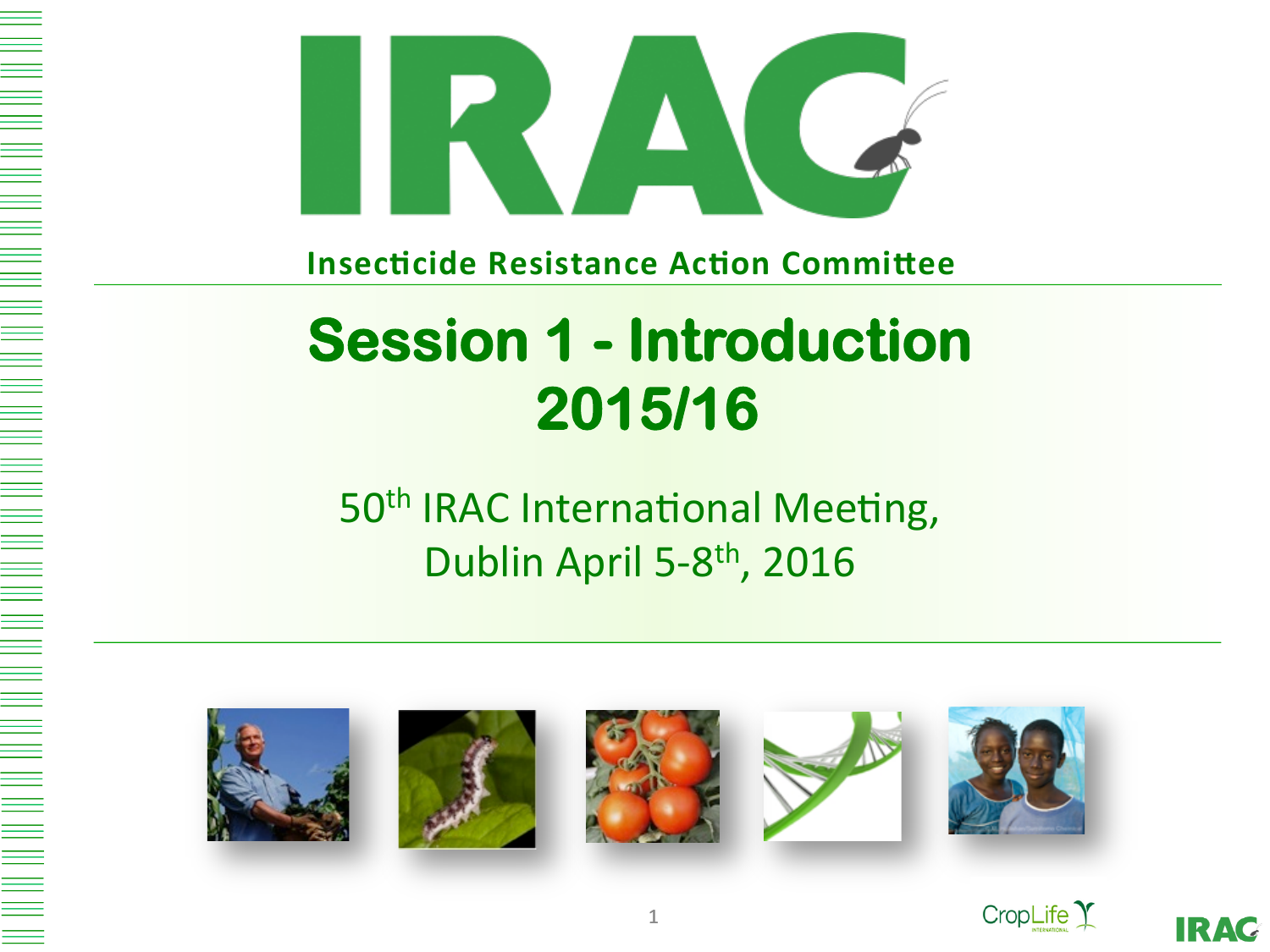# IRAC

**Insecticide Resistance Action Committee**

## Session 1 - Introduction 2015/16

50th IRAC International Meeting, Dublin April 5-8th, 2016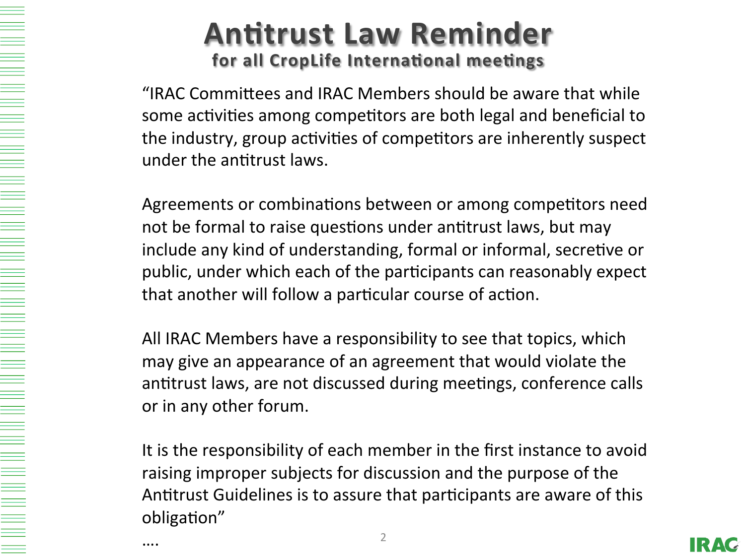# Antitrust Law Reminder

## for all CropLife International meetings

"IRAC Committees and IRAC Members should be aware that while some activities among competitors are both legal and beneficial to the industry, group activities of competitors are inherently suspect under the antitrust laws.

Agreements or combinations between or among competitors need not be formal to raise questions under antitrust laws, but may include any kind of understanding, formal or informal, secretive or public, under which each of the participants can reasonably expect that another will follow a particular course of action.

All IRAC Members have a responsibility to see that topics, which may give an appearance of an agreement that would violate the antitrust laws, are not discussed during meetings, conference calls or in any other forum.

It is the responsibility of each member in the first instance to avoid raising improper subjects for discussion and the purpose of the Antitrust Guidelines is to assure that participants are aware of this obligation"

....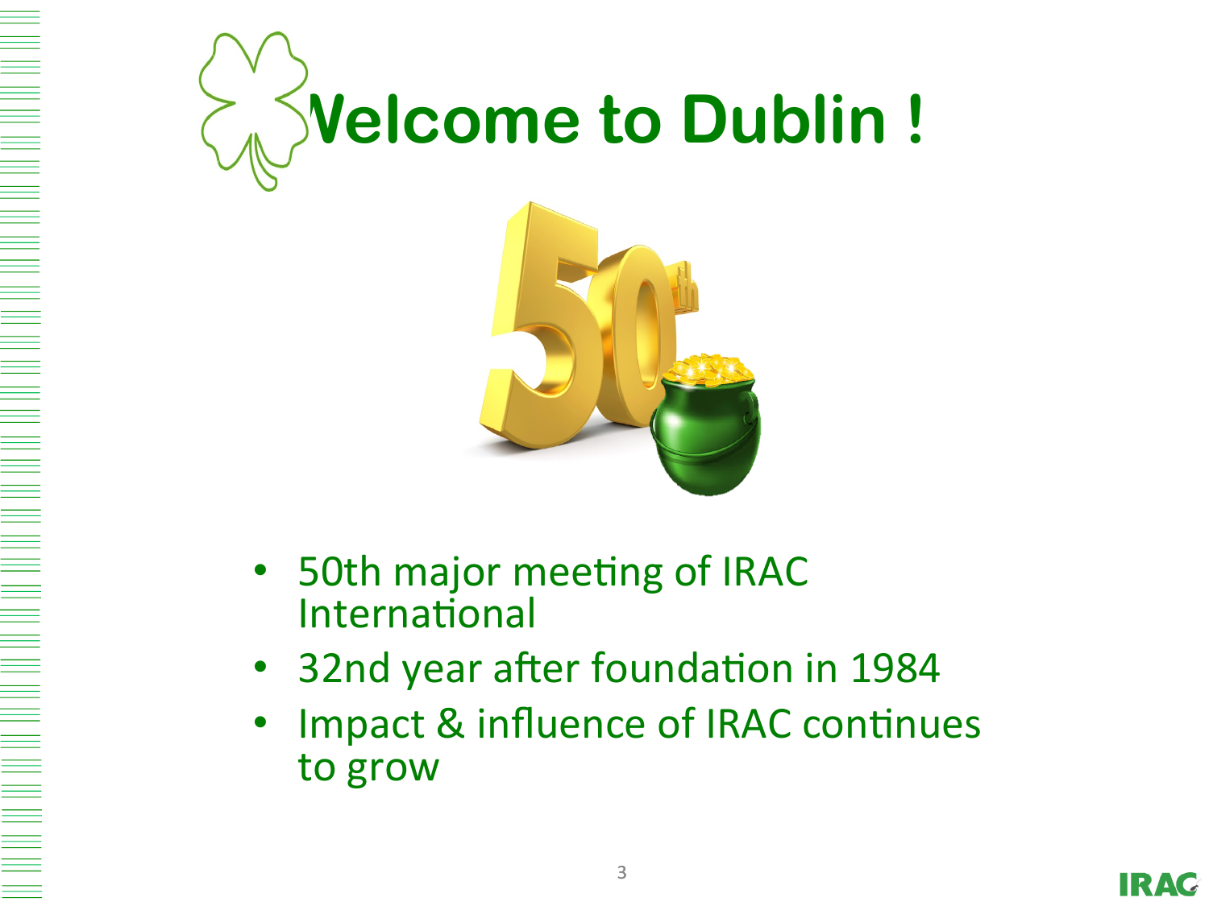# Welcome to Dublin !

- 50th major meeting of IRAC International
- 32nd year after foundation in 1984
- Impact & influence of IRAC continues to grow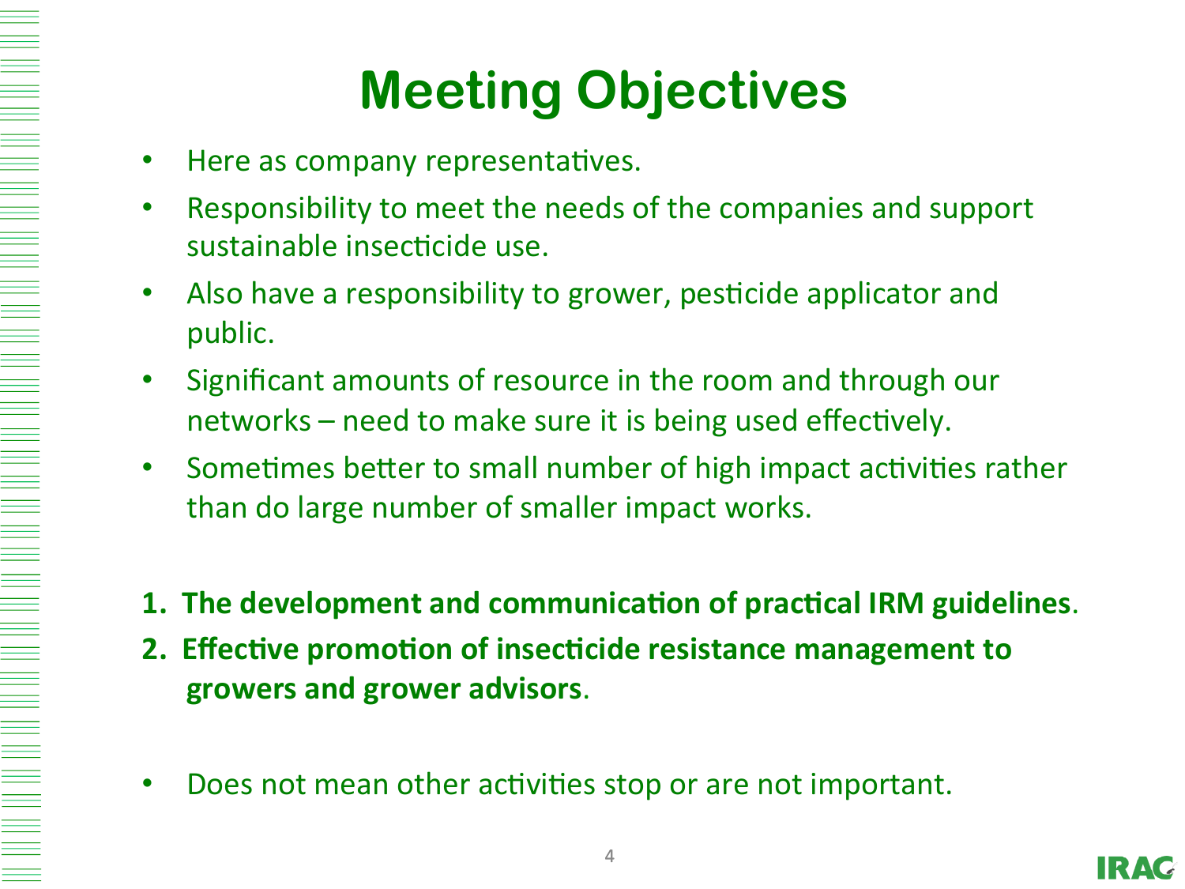# Meeting Objectives

- Here as company representatives.
- Responsibility to meet the needs of the companies and support sustainable insecticide use.
- Also have a responsibility to grower, pesticide applicator and public.
- Significant amounts of resource in the room and through our networks – need to make sure it is being used effectively.
- Sometimes better to small number of high impact activities rather than do large number of smaller impact works.

1. **The development and communication of practical IRM guidelines**.
2. **Effective promotion of insecticide resistance management to growers and grower advisors**.

- Does not mean other activities stop or are not important.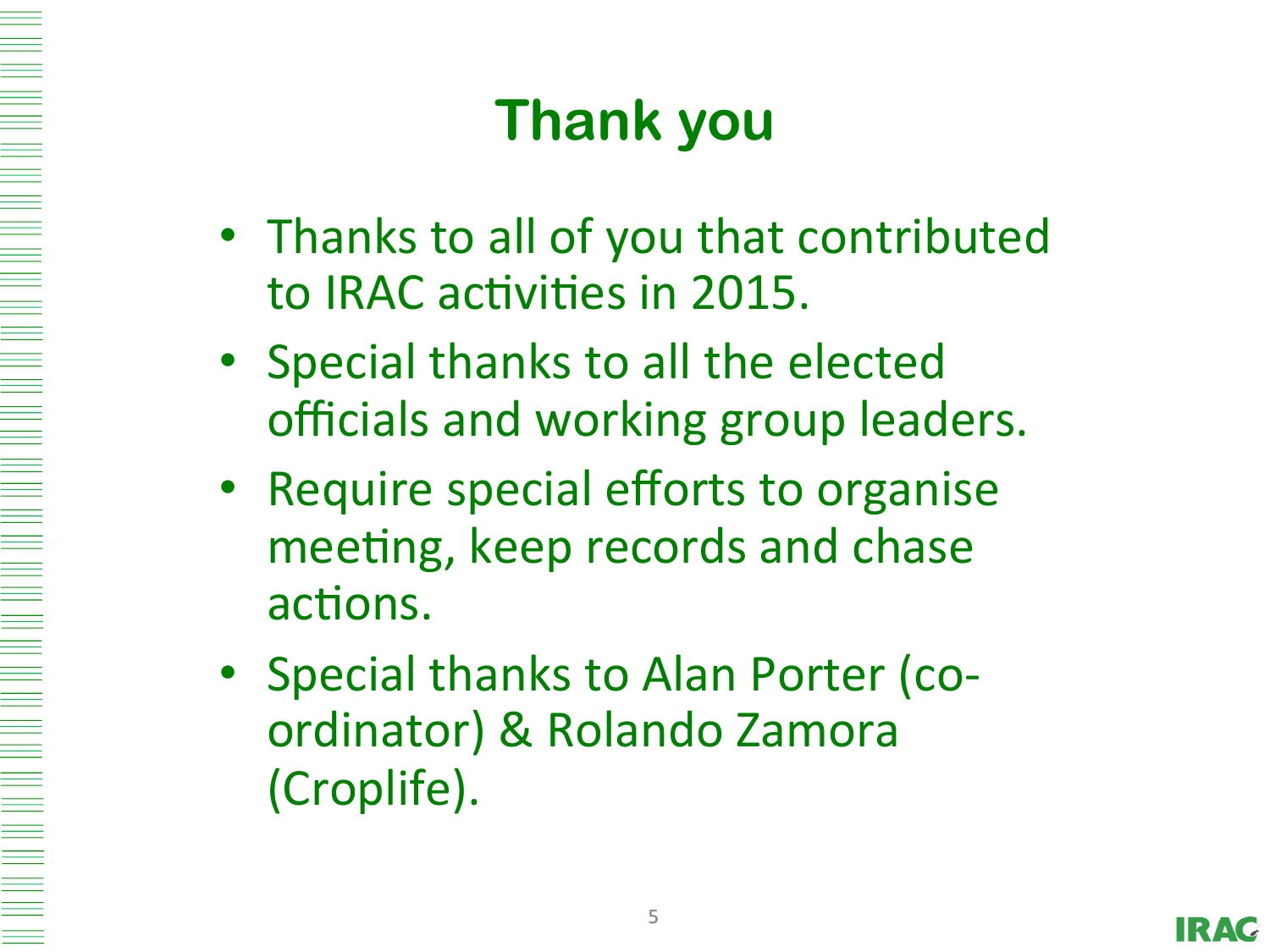# Thank you

- Thanks to all of you that contributed to IRAC activities in 2015.
- Special thanks to all the elected officials and working group leaders.
- Require special efforts to organise meeting, keep records and chase actions.
- Special thanks to Alan Porter (co-ordinator) & Rolando Zamora (Croplife).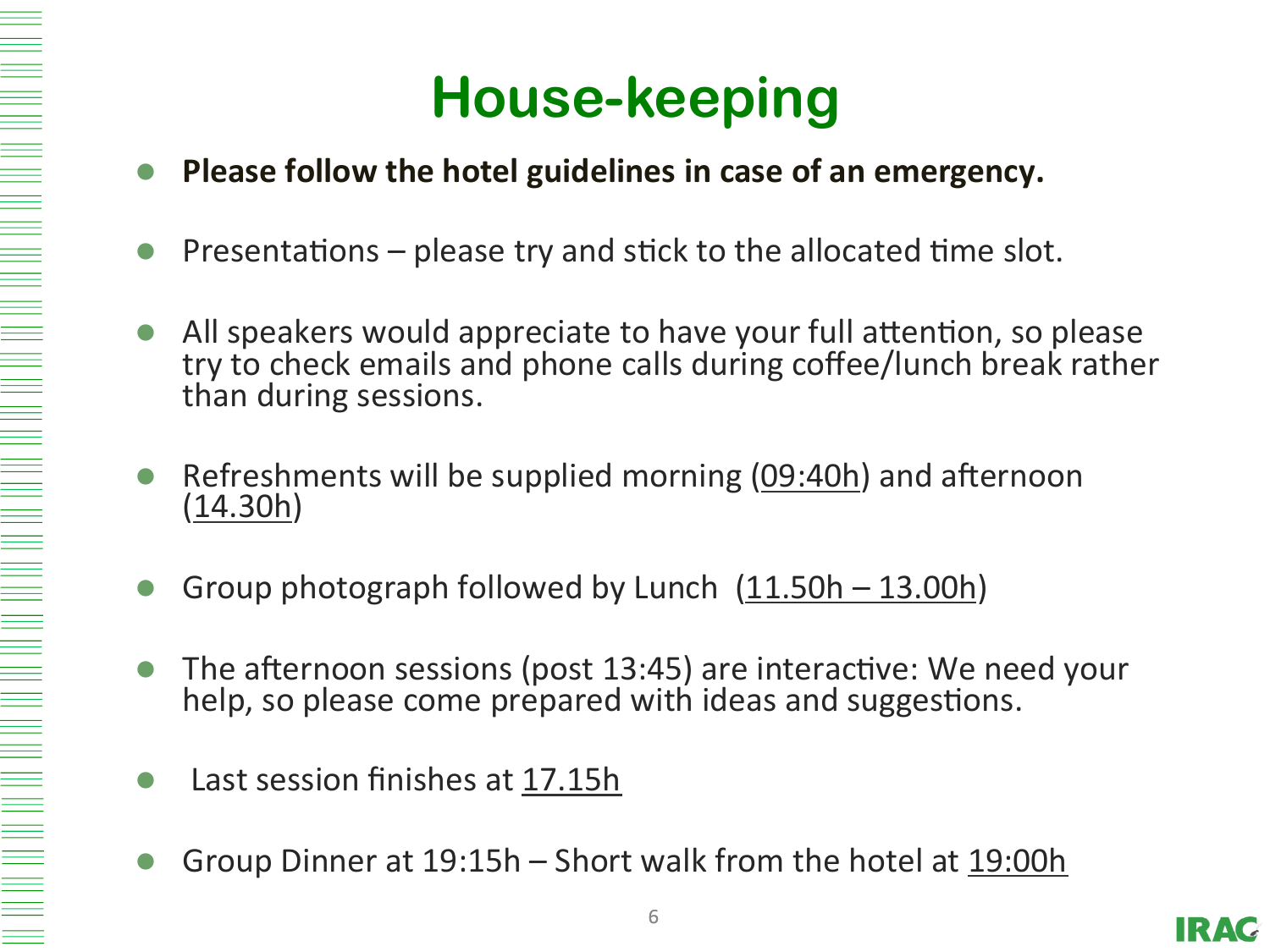# House-keeping

- **Please follow the hotel guidelines in case of an emergency.**
- Presentations – please try and stick to the allocated time slot.
- All speakers would appreciate to have your full attention, so please try to check emails and phone calls during coffee/lunch break rather than during sessions.
- Refreshments will be supplied morning (09:40h) and afternoon (14.30h)
- Group photograph followed by Lunch (11.50h – 13.00h)
- The afternoon sessions (post 13:45) are interactive: We need your help, so please come prepared with ideas and suggestions.
- Last session finishes at 17.15h
- Group Dinner at 19:15h – Short walk from the hotel at 19:00h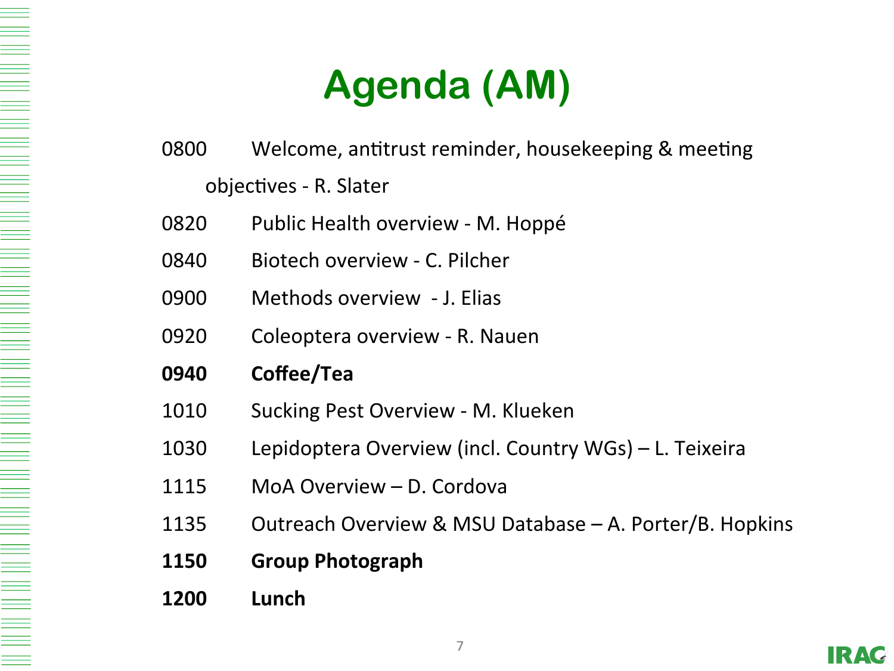# Agenda (AM)

0800 Welcome, antitrust reminder, housekeeping & meeting objectives - R. Slater

0820 Public Health overview - M. Hoppé

0840 Biotech overview - C. Pilcher

0900 Methods overview - J. Elias

0920 Coleoptera overview - R. Nauen

**0940 Coffee/Tea**

1010 Sucking Pest Overview - M. Klueken

1030 Lepidoptera Overview (incl. Country WGs) – L. Teixeira

1115 MoA Overview – D. Cordova

1135 Outreach Overview & MSU Database – A. Porter/B. Hopkins

**1150 Group Photograph**

**1200 Lunch**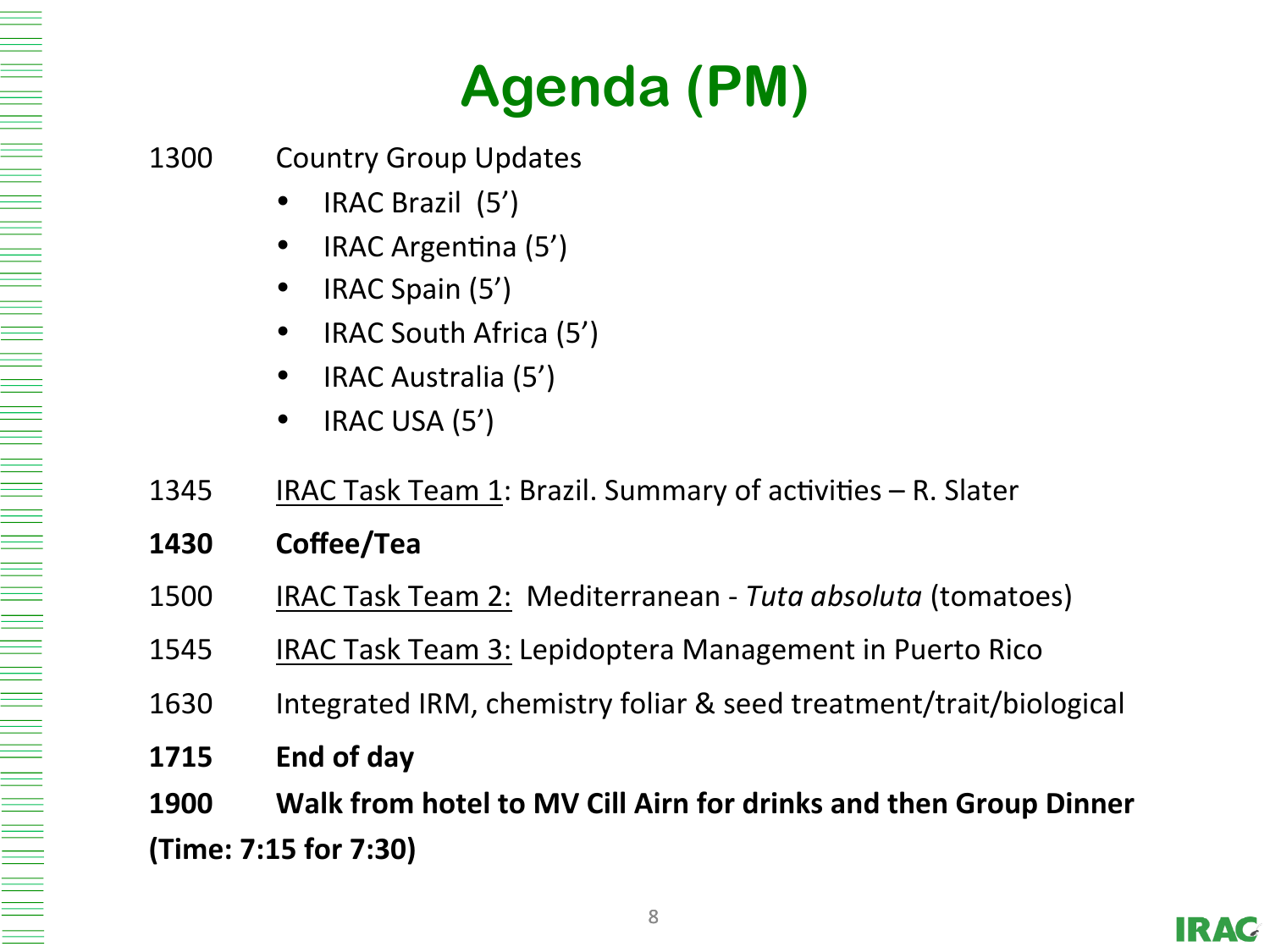# Agenda (PM)

1300 Country Group Updates

- IRAC Brazil (5')
- IRAC Argentina (5')
- IRAC Spain (5')
- IRAC South Africa (5')
- IRAC Australia (5')
- IRAC USA (5')

1345 IRAC Task Team 1: Brazil. Summary of activities – R. Slater

**1430 Coffee/Tea**

1500 IRAC Task Team 2: Mediterranean - *Tuta absoluta* (tomatoes)

1545 IRAC Task Team 3: Lepidoptera Management in Puerto Rico

1630 Integrated IRM, chemistry foliar & seed treatment/trait/biological

**1715 End of day**

**1900 Walk from hotel to MV Cill Airn for drinks and then Group Dinner (Time: 7:15 for 7:30)**